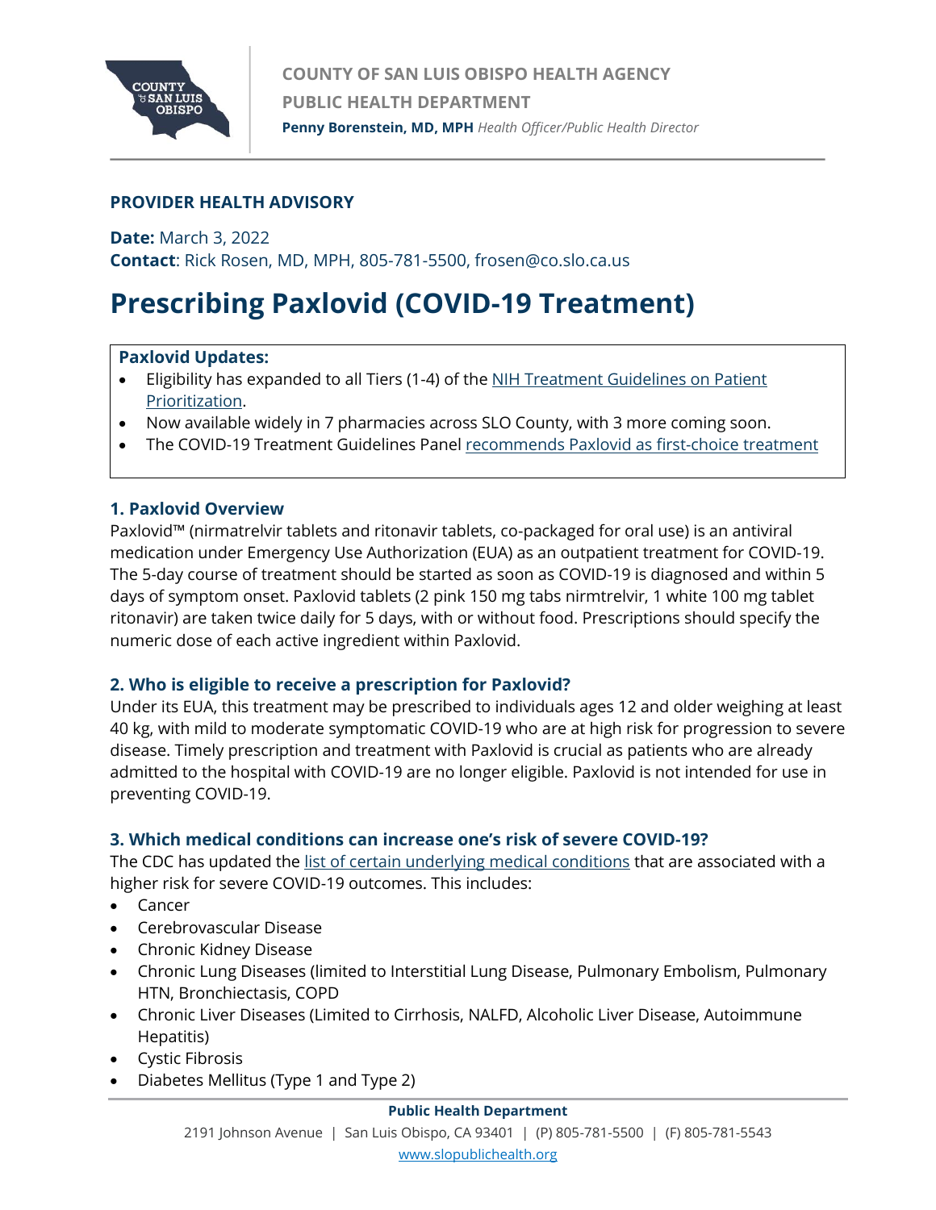COUNTY OF SAN LUIS OBISPO HEALTH AGENCY
PUBLIC HEALTH DEPARTMENT
**Penny Borenstein, MD, MPH** *Health Officer/Public Health Director*

**PROVIDER HEALTH ADVISORY**

**Date:** March 3, 2022
**Contact**: Rick Rosen, MD, MPH, 805-781-5500, frosen@co.slo.ca.us

# Prescribing Paxlovid (COVID-19 Treatment)

**Paxlovid Updates:**

- Eligibility has expanded to all Tiers (1-4) of the NIH Treatment Guidelines on Patient Prioritization.
- Now available widely in 7 pharmacies across SLO County, with 3 more coming soon.
- The COVID-19 Treatment Guidelines Panel recommends Paxlovid as first-choice treatment

### 1. Paxlovid Overview

Paxlovid™ (nirmatrelvir tablets and ritonavir tablets, co-packaged for oral use) is an antiviral medication under Emergency Use Authorization (EUA) as an outpatient treatment for COVID-19. The 5-day course of treatment should be started as soon as COVID-19 is diagnosed and within 5 days of symptom onset. Paxlovid tablets (2 pink 150 mg tabs nirmtrelvir, 1 white 100 mg tablet ritonavir) are taken twice daily for 5 days, with or without food. Prescriptions should specify the numeric dose of each active ingredient within Paxlovid.

### 2. Who is eligible to receive a prescription for Paxlovid?

Under its EUA, this treatment may be prescribed to individuals ages 12 and older weighing at least 40 kg, with mild to moderate symptomatic COVID-19 who are at high risk for progression to severe disease. Timely prescription and treatment with Paxlovid is crucial as patients who are already admitted to the hospital with COVID-19 are no longer eligible. Paxlovid is not intended for use in preventing COVID-19.

### 3. Which medical conditions can increase one's risk of severe COVID-19?

The CDC has updated the list of certain underlying medical conditions that are associated with a higher risk for severe COVID-19 outcomes. This includes:

- Cancer
- Cerebrovascular Disease
- Chronic Kidney Disease
- Chronic Lung Diseases (limited to Interstitial Lung Disease, Pulmonary Embolism, Pulmonary HTN, Bronchiectasis, COPD
- Chronic Liver Diseases (Limited to Cirrhosis, NALFD, Alcoholic Liver Disease, Autoimmune Hepatitis)
- Cystic Fibrosis
- Diabetes Mellitus (Type 1 and Type 2)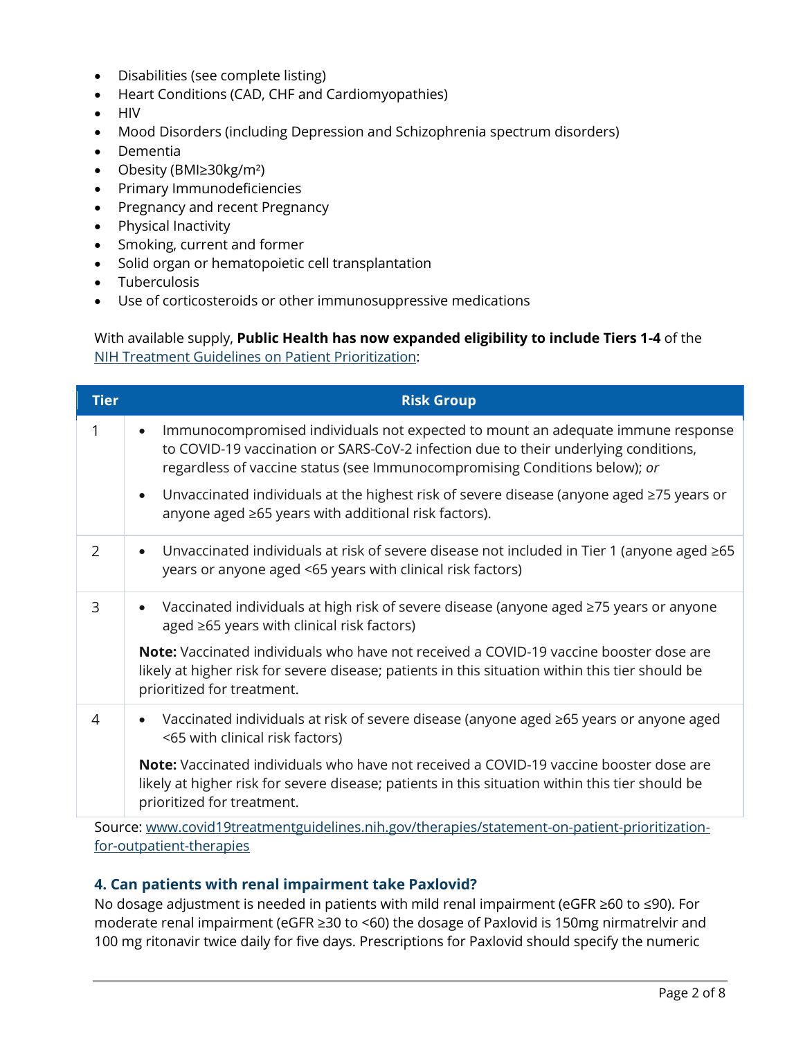- Disabilities (see complete listing)
- Heart Conditions (CAD, CHF and Cardiomyopathies)
- HIV
- Mood Disorders (including Depression and Schizophrenia spectrum disorders)
- Dementia
- Obesity (BMI≥30kg/m²)
- Primary Immunodeficiencies
- Pregnancy and recent Pregnancy
- Physical Inactivity
- Smoking, current and former
- Solid organ or hematopoietic cell transplantation
- Tuberculosis
- Use of corticosteroids or other immunosuppressive medications

With available supply, **Public Health has now expanded eligibility to include Tiers 1-4** of the NIH Treatment Guidelines on Patient Prioritization:

| Tier | Risk Group |
|---|---|
| 1 | • Immunocompromised individuals not expected to mount an adequate immune response to COVID-19 vaccination or SARS-CoV-2 infection due to their underlying conditions, regardless of vaccine status (see Immunocompromising Conditions below); *or*<br>• Unvaccinated individuals at the highest risk of severe disease (anyone aged ≥75 years or anyone aged ≥65 years with additional risk factors). |
| 2 | • Unvaccinated individuals at risk of severe disease not included in Tier 1 (anyone aged ≥65 years or anyone aged <65 years with clinical risk factors) |
| 3 | • Vaccinated individuals at high risk of severe disease (anyone aged ≥75 years or anyone aged ≥65 years with clinical risk factors)<br>**Note:** Vaccinated individuals who have not received a COVID-19 vaccine booster dose are likely at higher risk for severe disease; patients in this situation within this tier should be prioritized for treatment. |
| 4 | • Vaccinated individuals at risk of severe disease (anyone aged ≥65 years or anyone aged <65 with clinical risk factors)<br>**Note:** Vaccinated individuals who have not received a COVID-19 vaccine booster dose are likely at higher risk for severe disease; patients in this situation within this tier should be prioritized for treatment. |

Source: www.covid19treatmentguidelines.nih.gov/therapies/statement-on-patient-prioritization-for-outpatient-therapies

### 4. Can patients with renal impairment take Paxlovid?

No dosage adjustment is needed in patients with mild renal impairment (eGFR ≥60 to ≤90). For moderate renal impairment (eGFR ≥30 to <60) the dosage of Paxlovid is 150mg nirmatrelvir and 100 mg ritonavir twice daily for five days. Prescriptions for Paxlovid should specify the numeric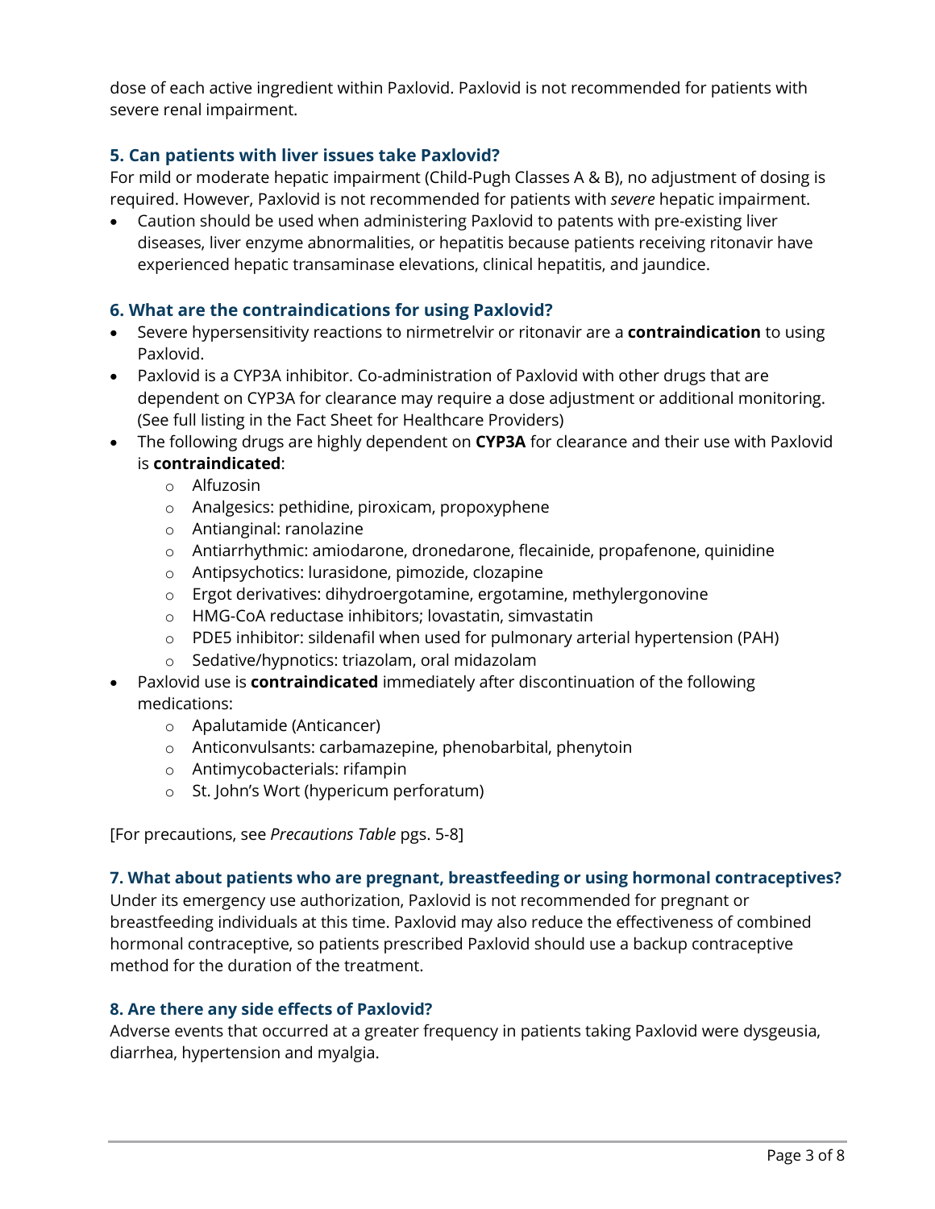dose of each active ingredient within Paxlovid. Paxlovid is not recommended for patients with severe renal impairment.

### 5. Can patients with liver issues take Paxlovid?

For mild or moderate hepatic impairment (Child-Pugh Classes A & B), no adjustment of dosing is required. However, Paxlovid is not recommended for patients with *severe* hepatic impairment.

- Caution should be used when administering Paxlovid to patents with pre-existing liver diseases, liver enzyme abnormalities, or hepatitis because patients receiving ritonavir have experienced hepatic transaminase elevations, clinical hepatitis, and jaundice.

### 6. What are the contraindications for using Paxlovid?

- Severe hypersensitivity reactions to nirmetrelvir or ritonavir are a **contraindication** to using Paxlovid.
- Paxlovid is a CYP3A inhibitor. Co-administration of Paxlovid with other drugs that are dependent on CYP3A for clearance may require a dose adjustment or additional monitoring. (See full listing in the Fact Sheet for Healthcare Providers)
- The following drugs are highly dependent on **CYP3A** for clearance and their use with Paxlovid is **contraindicated**:
  - Alfuzosin
  - Analgesics: pethidine, piroxicam, propoxyphene
  - Antianginal: ranolazine
  - Antiarrhythmic: amiodarone, dronedarone, flecainide, propafenone, quinidine
  - Antipsychotics: lurasidone, pimozide, clozapine
  - Ergot derivatives: dihydroergotamine, ergotamine, methylergonovine
  - HMG-CoA reductase inhibitors; lovastatin, simvastatin
  - PDE5 inhibitor: sildenafil when used for pulmonary arterial hypertension (PAH)
  - Sedative/hypnotics: triazolam, oral midazolam
- Paxlovid use is **contraindicated** immediately after discontinuation of the following medications:
  - Apalutamide (Anticancer)
  - Anticonvulsants: carbamazepine, phenobarbital, phenytoin
  - Antimycobacterials: rifampin
  - St. John's Wort (hypericum perforatum)

[For precautions, see *Precautions Table* pgs. 5-8]

### 7. What about patients who are pregnant, breastfeeding or using hormonal contraceptives?

Under its emergency use authorization, Paxlovid is not recommended for pregnant or breastfeeding individuals at this time. Paxlovid may also reduce the effectiveness of combined hormonal contraceptive, so patients prescribed Paxlovid should use a backup contraceptive method for the duration of the treatment.

### 8. Are there any side effects of Paxlovid?

Adverse events that occurred at a greater frequency in patients taking Paxlovid were dysgeusia, diarrhea, hypertension and myalgia.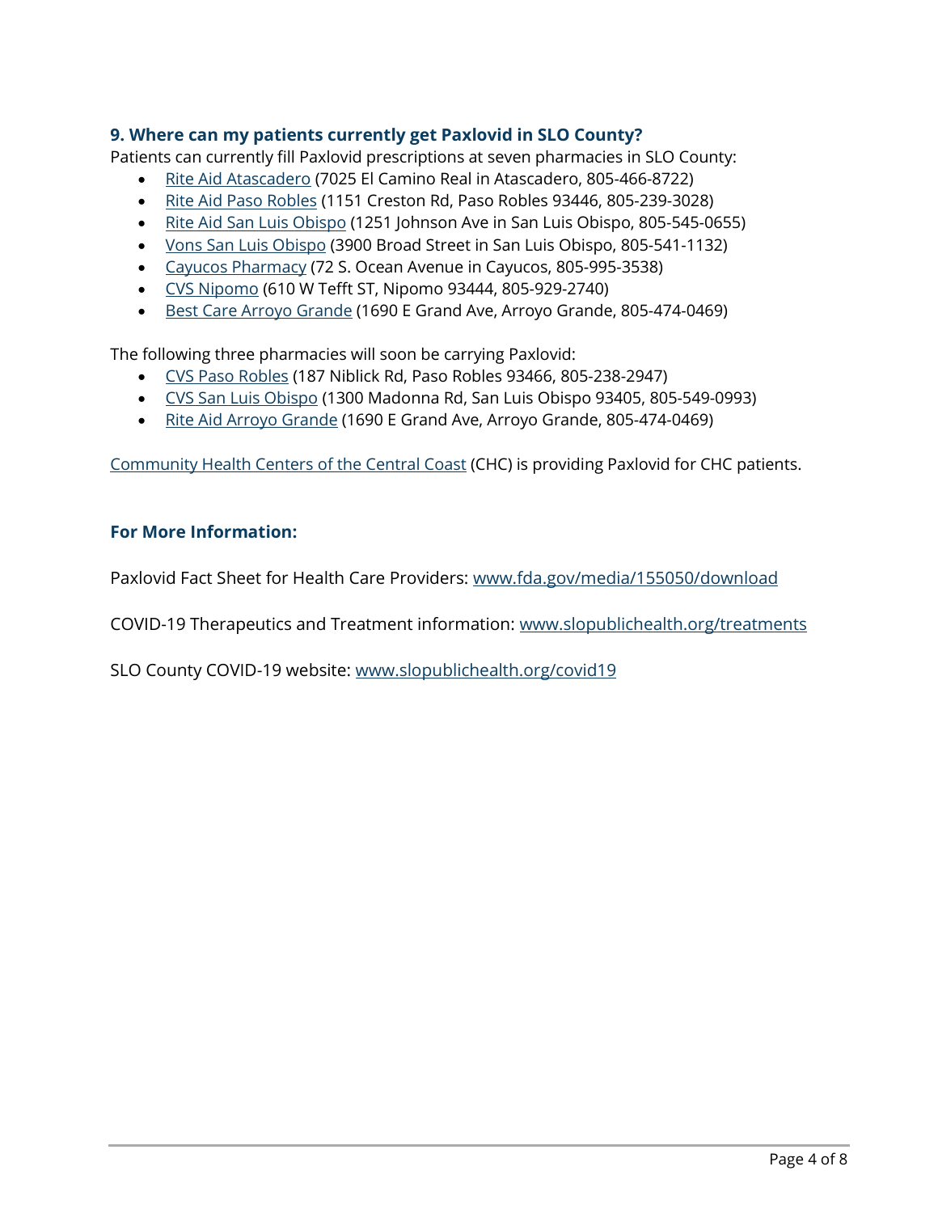### 9. Where can my patients currently get Paxlovid in SLO County?

Patients can currently fill Paxlovid prescriptions at seven pharmacies in SLO County:

- Rite Aid Atascadero (7025 El Camino Real in Atascadero, 805-466-8722)
- Rite Aid Paso Robles (1151 Creston Rd, Paso Robles 93446, 805-239-3028)
- Rite Aid San Luis Obispo (1251 Johnson Ave in San Luis Obispo, 805-545-0655)
- Vons San Luis Obispo (3900 Broad Street in San Luis Obispo, 805-541-1132)
- Cayucos Pharmacy (72 S. Ocean Avenue in Cayucos, 805-995-3538)
- CVS Nipomo (610 W Tefft ST, Nipomo 93444, 805-929-2740)
- Best Care Arroyo Grande (1690 E Grand Ave, Arroyo Grande, 805-474-0469)

The following three pharmacies will soon be carrying Paxlovid:

- CVS Paso Robles (187 Niblick Rd, Paso Robles 93466, 805-238-2947)
- CVS San Luis Obispo (1300 Madonna Rd, San Luis Obispo 93405, 805-549-0993)
- Rite Aid Arroyo Grande (1690 E Grand Ave, Arroyo Grande, 805-474-0469)

Community Health Centers of the Central Coast (CHC) is providing Paxlovid for CHC patients.

### For More Information:

Paxlovid Fact Sheet for Health Care Providers: www.fda.gov/media/155050/download

COVID-19 Therapeutics and Treatment information: www.slopublichealth.org/treatments

SLO County COVID-19 website: www.slopublichealth.org/covid19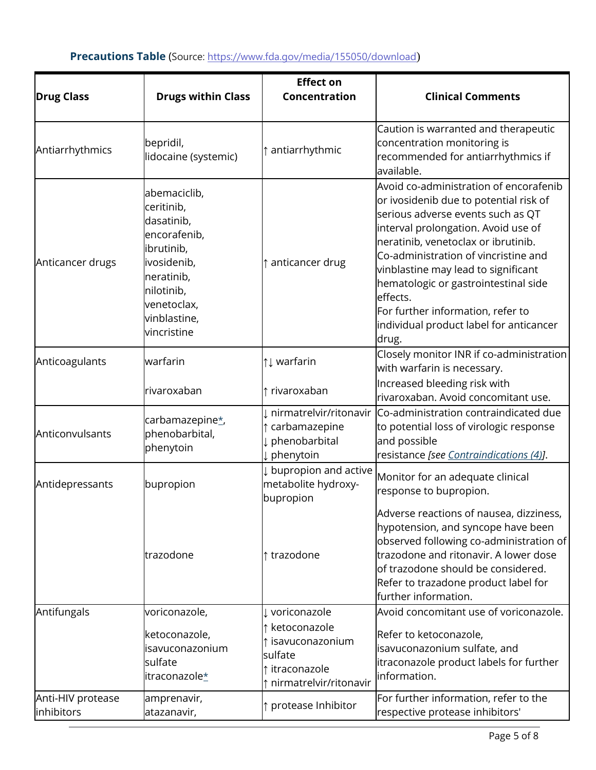**Precautions Table** (Source: https://www.fda.gov/media/155050/download)

| Drug Class | Drugs within Class | Effect on Concentration | Clinical Comments |
|---|---|---|---|
| Antiarrhythmics | bepridil,<br>lidocaine (systemic) | ↑ antiarrhythmic | Caution is warranted and therapeutic concentration monitoring is recommended for antiarrhythmics if available. |
| Anticancer drugs | abemaciclib,<br>ceritinib,<br>dasatinib,<br>encorafenib,<br>ibrutinib,<br>ivosidenib,<br>neratinib,<br>nilotinib,<br>venetoclax,<br>vinblastine,<br>vincristine | ↑ anticancer drug | Avoid co-administration of encorafenib or ivosidenib due to potential risk of serious adverse events such as QT interval prolongation. Avoid use of neratinib, venetoclax or ibrutinib.<br>Co-administration of vincristine and vinblastine may lead to significant hematologic or gastrointestinal side effects.<br>For further information, refer to individual product label for anticancer drug. |
| Anticoagulants | warfarin | ↑↓ warfarin | Closely monitor INR if co-administration with warfarin is necessary. |
| | rivaroxaban | ↑ rivaroxaban | Increased bleeding risk with rivaroxaban. Avoid concomitant use. |
| Anticonvulsants | carbamazepine*,<br>phenobarbital,<br>phenytoin | ↓ nirmatrelvir/ritonavir<br>↑ carbamazepine<br>↓ phenobarbital<br>↓ phenytoin | Co-administration contraindicated due to potential loss of virologic response and possible resistance *[see Contraindications (4)]*. |
| Antidepressants | bupropion | ↓ bupropion and active metabolite hydroxy-bupropion | Monitor for an adequate clinical response to bupropion. |
| | trazodone | ↑ trazodone | Adverse reactions of nausea, dizziness, hypotension, and syncope have been observed following co-administration of trazodone and ritonavir. A lower dose of trazodone should be considered. Refer to trazadone product label for further information. |
| Antifungals | voriconazole, | ↓ voriconazole | Avoid concomitant use of voriconazole. |
| | ketoconazole,<br>isavuconazonium sulfate<br>itraconazole* | ↑ ketoconazole<br>↑ isavuconazonium sulfate<br>↑ itraconazole<br>↑ nirmatrelvir/ritonavir | Refer to ketoconazole, isavuconazonium sulfate, and itraconazole product labels for further information. |
| Anti-HIV protease inhibitors | amprenavir,<br>atazanavir, | ↑ protease Inhibitor | For further information, refer to the respective protease inhibitors' |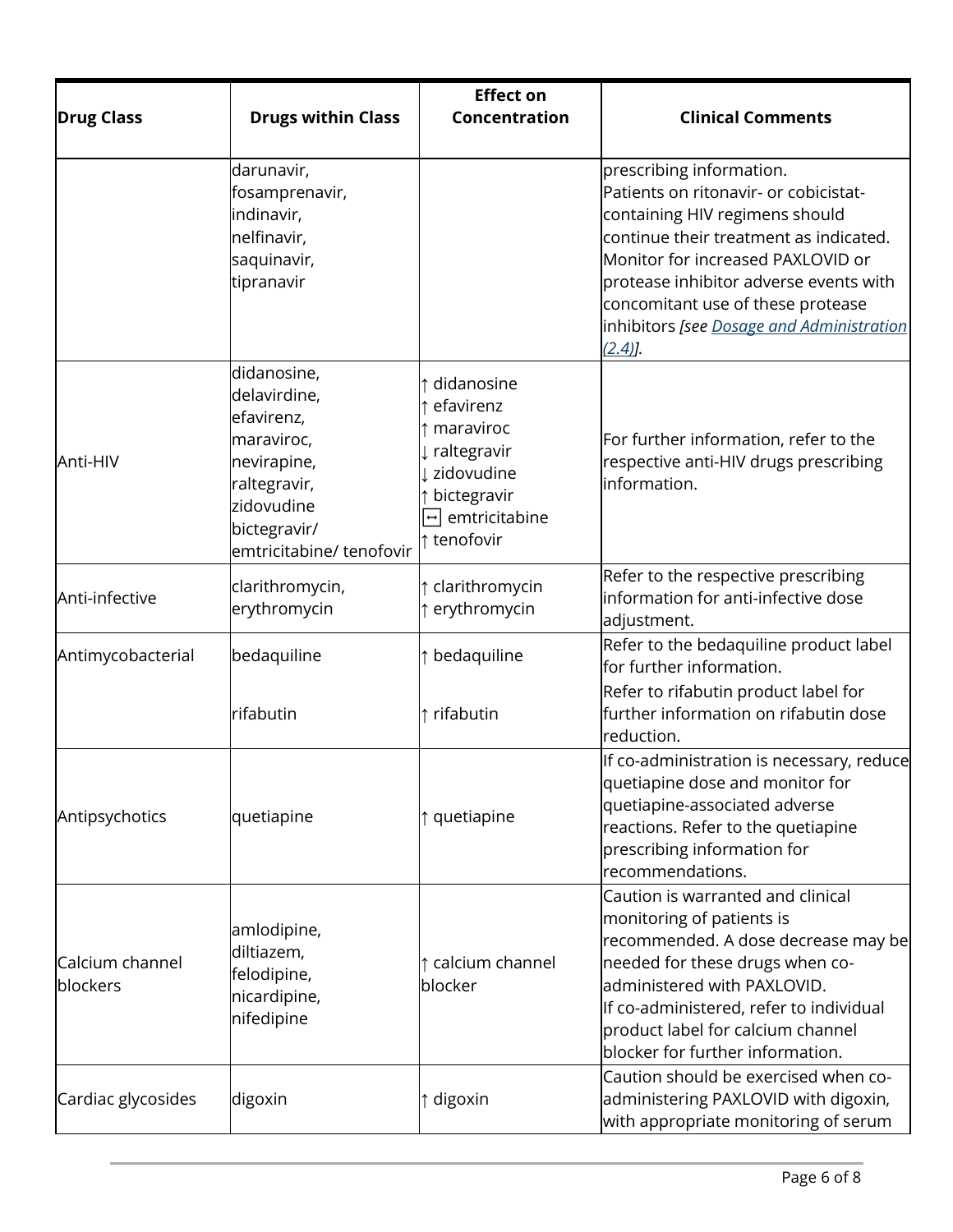| Drug Class | Drugs within Class | Effect on Concentration | Clinical Comments |
|---|---|---|---|
| | darunavir,<br>fosamprenavir,<br>indinavir,<br>nelfinavir,<br>saquinavir,<br>tipranavir | | prescribing information.<br>Patients on ritonavir- or cobicistat-containing HIV regimens should continue their treatment as indicated. Monitor for increased PAXLOVID or protease inhibitor adverse events with concomitant use of these protease inhibitors *[see Dosage and Administration (2.4)]*. |
| Anti-HIV | didanosine,<br>delavirdine,<br>efavirenz,<br>maraviroc,<br>nevirapine,<br>raltegravir,<br>zidovudine<br>bictegravir/<br>emtricitabine/ tenofovir | ↑ didanosine<br>↑ efavirenz<br>↑ maraviroc<br>↓ raltegravir<br>↓ zidovudine<br>↑ bictegravir<br>↔ emtricitabine<br>↑ tenofovir | For further information, refer to the respective anti-HIV drugs prescribing information. |
| Anti-infective | clarithromycin,<br>erythromycin | ↑ clarithromycin<br>↑ erythromycin | Refer to the respective prescribing information for anti-infective dose adjustment. |
| Antimycobacterial | bedaquiline<br><br>rifabutin | ↑ bedaquiline<br><br>↑ rifabutin | Refer to the bedaquiline product label for further information.<br>Refer to rifabutin product label for further information on rifabutin dose reduction. |
| Antipsychotics | quetiapine | ↑ quetiapine | If co-administration is necessary, reduce quetiapine dose and monitor for quetiapine-associated adverse reactions. Refer to the quetiapine prescribing information for recommendations. |
| Calcium channel blockers | amlodipine,<br>diltiazem,<br>felodipine,<br>nicardipine,<br>nifedipine | ↑ calcium channel blocker | Caution is warranted and clinical monitoring of patients is recommended. A dose decrease may be needed for these drugs when co-administered with PAXLOVID.<br>If co-administered, refer to individual product label for calcium channel blocker for further information. |
| Cardiac glycosides | digoxin | ↑ digoxin | Caution should be exercised when co-administering PAXLOVID with digoxin, with appropriate monitoring of serum |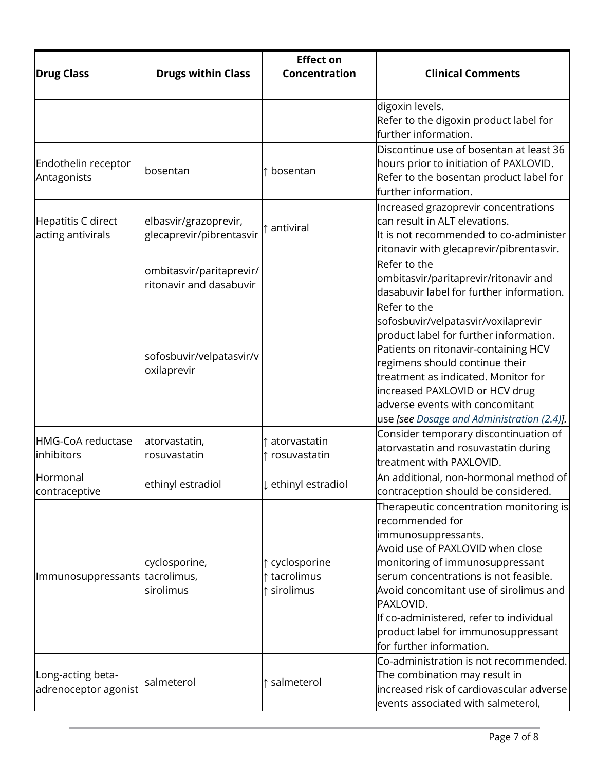| Drug Class | Drugs within Class | Effect on Concentration | Clinical Comments |
|---|---|---|---|
| | | | digoxin levels.<br>Refer to the digoxin product label for further information. |
| Endothelin receptor Antagonists | bosentan | ↑ bosentan | Discontinue use of bosentan at least 36 hours prior to initiation of PAXLOVID.<br>Refer to the bosentan product label for further information. |
| Hepatitis C direct acting antivirals | elbasvir/grazoprevir, glecaprevir/pibrentasvir<br><br>ombitasvir/paritaprevir/ritonavir and dasabuvir<br><br>sofosbuvir/velpatasvir/voxilaprevir | ↑ antiviral | Increased grazoprevir concentrations can result in ALT elevations.<br>It is not recommended to co-administer ritonavir with glecaprevir/pibrentasvir.<br>Refer to the ombitasvir/paritaprevir/ritonavir and dasabuvir label for further information.<br>Refer to the sofosbuvir/velpatasvir/voxilaprevir product label for further information.<br>Patients on ritonavir-containing HCV regimens should continue their treatment as indicated. Monitor for increased PAXLOVID or HCV drug adverse events with concomitant use *[see Dosage and Administration (2.4)]*. |
| HMG-CoA reductase inhibitors | atorvastatin, rosuvastatin | ↑ atorvastatin<br>↑ rosuvastatin | Consider temporary discontinuation of atorvastatin and rosuvastatin during treatment with PAXLOVID. |
| Hormonal contraceptive | ethinyl estradiol | ↓ ethinyl estradiol | An additional, non-hormonal method of contraception should be considered. |
| Immunosuppressants | cyclosporine, tacrolimus, sirolimus | ↑ cyclosporine<br>↑ tacrolimus<br>↑ sirolimus | Therapeutic concentration monitoring is recommended for immunosuppressants.<br>Avoid use of PAXLOVID when close monitoring of immunosuppressant serum concentrations is not feasible.<br>Avoid concomitant use of sirolimus and PAXLOVID.<br>If co-administered, refer to individual product label for immunosuppressant for further information. |
| Long-acting beta-adrenoceptor agonist | salmeterol | ↑ salmeterol | Co-administration is not recommended. The combination may result in increased risk of cardiovascular adverse events associated with salmeterol, |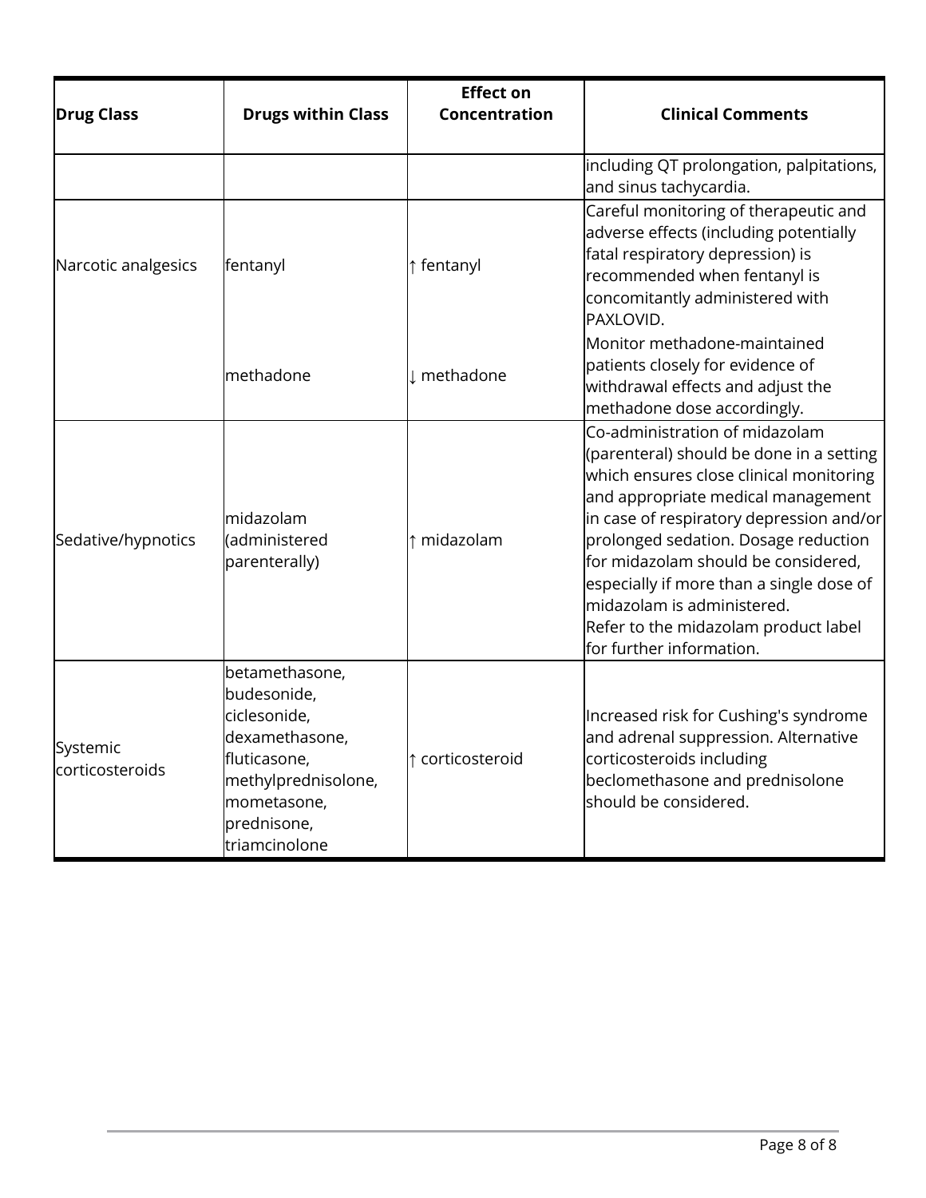| Drug Class | Drugs within Class | Effect on Concentration | Clinical Comments |
|---|---|---|---|
| | | | including QT prolongation, palpitations, and sinus tachycardia. |
| Narcotic analgesics | fentanyl | ↑ fentanyl | Careful monitoring of therapeutic and adverse effects (including potentially fatal respiratory depression) is recommended when fentanyl is concomitantly administered with PAXLOVID. |
| | methadone | ↓ methadone | Monitor methadone-maintained patients closely for evidence of withdrawal effects and adjust the methadone dose accordingly. |
| Sedative/hypnotics | midazolam (administered parenterally) | ↑ midazolam | Co-administration of midazolam (parenteral) should be done in a setting which ensures close clinical monitoring and appropriate medical management in case of respiratory depression and/or prolonged sedation. Dosage reduction for midazolam should be considered, especially if more than a single dose of midazolam is administered. Refer to the midazolam product label for further information. |
| Systemic corticosteroids | betamethasone, budesonide, ciclesonide, dexamethasone, fluticasone, methylprednisolone, mometasone, prednisone, triamcinolone | ↑ corticosteroid | Increased risk for Cushing's syndrome and adrenal suppression. Alternative corticosteroids including beclomethasone and prednisolone should be considered. |